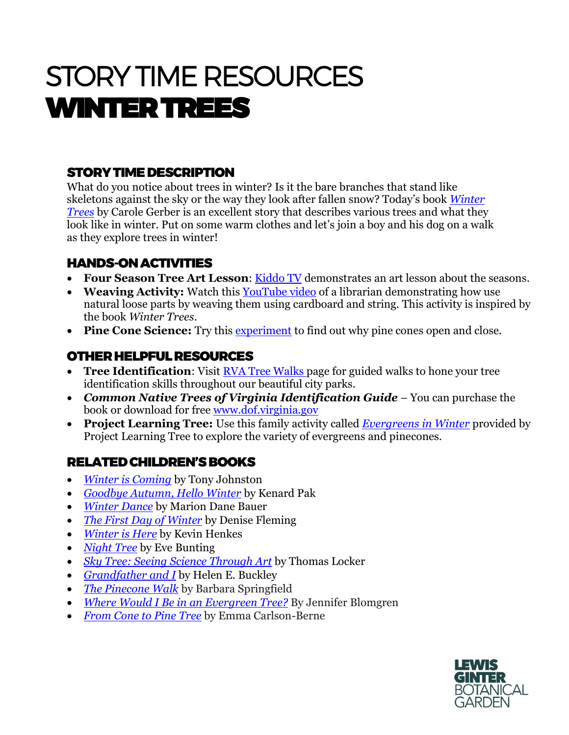# STORY TIME RESOURCES
# WINTER TREES

## STORY TIME DESCRIPTION

What do you notice about trees in winter? Is it the bare branches that stand like skeletons against the sky or the way they look after fallen snow? Today's book *Winter Trees* by Carole Gerber is an excellent story that describes various trees and what they look like in winter. Put on some warm clothes and let's join a boy and his dog on a walk as they explore trees in winter!

## HANDS-ON ACTIVITIES

- **Four Season Tree Art Lesson**: Kiddo TV demonstrates an art lesson about the seasons.
- **Weaving Activity:** Watch this YouTube video of a librarian demonstrating how use natural loose parts by weaving them using cardboard and string. This activity is inspired by the book *Winter Trees*.
- **Pine Cone Science:** Try this experiment to find out why pine cones open and close.

## OTHER HELPFUL RESOURCES

- **Tree Identification**: Visit RVA Tree Walks page for guided walks to hone your tree identification skills throughout our beautiful city parks.
- ***Common Native Trees of Virginia Identification Guide*** – You can purchase the book or download for free www.dof.virginia.gov
- **Project Learning Tree:** Use this family activity called *Evergreens in Winter* provided by Project Learning Tree to explore the variety of evergreens and pinecones.

## RELATED CHILDREN'S BOOKS

- *Winter is Coming* by Tony Johnston
- *Goodbye Autumn, Hello Winter* by Kenard Pak
- *Winter Dance* by Marion Dane Bauer
- *The First Day of Winter* by Denise Fleming
- *Winter is Here* by Kevin Henkes
- *Night Tree* by Eve Bunting
- *Sky Tree: Seeing Science Through Art* by Thomas Locker
- *Grandfather and I* by Helen E. Buckley
- *The Pinecone Walk* by Barbara Springfield
- *Where Would I Be in an Evergreen Tree?* By Jennifer Blomgren
- *From Cone to Pine Tree* by Emma Carlson-Berne

LEWIS GINTER BOTANICAL GARDEN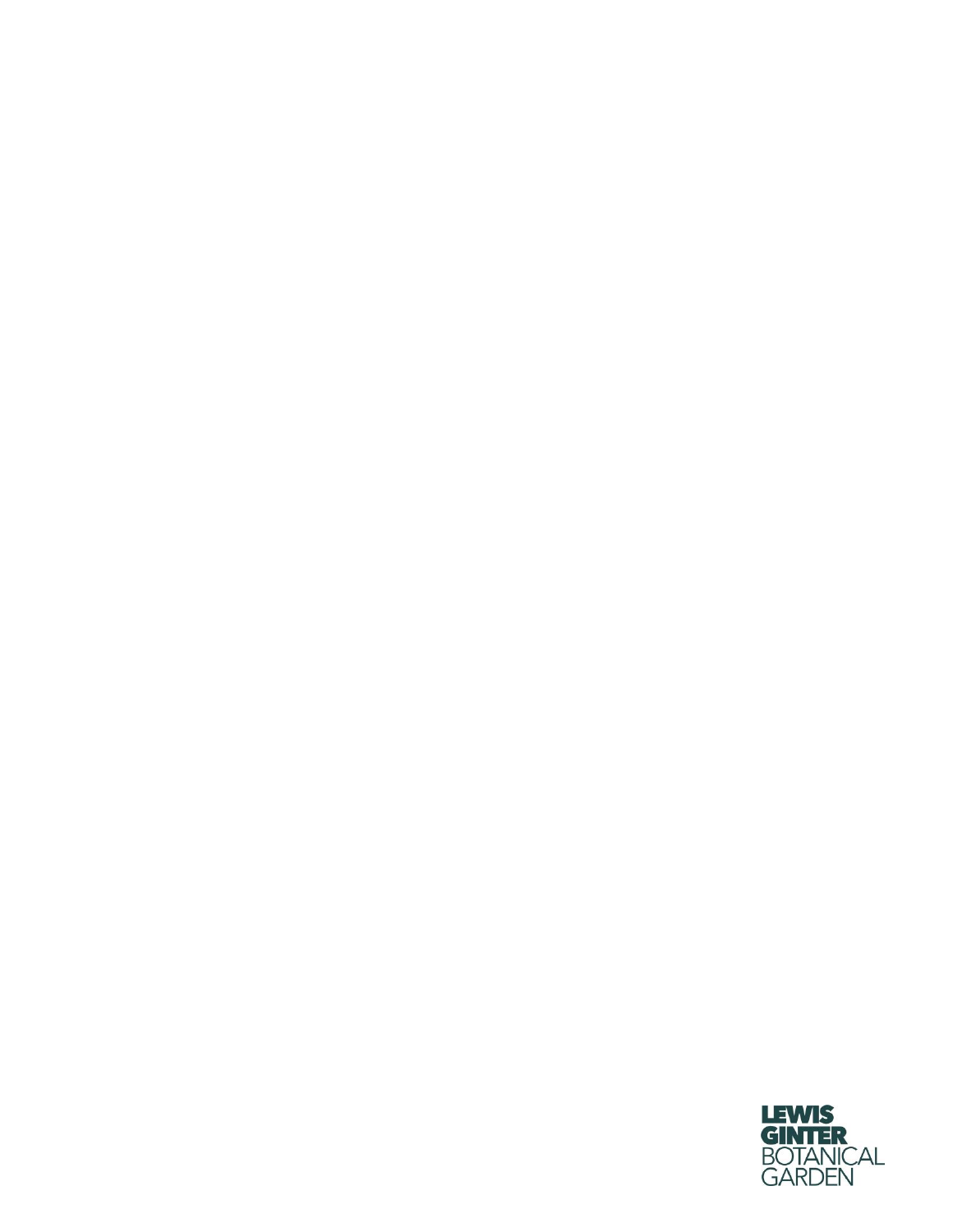LEWIS
GINTER
BOTANICAL
GARDEN